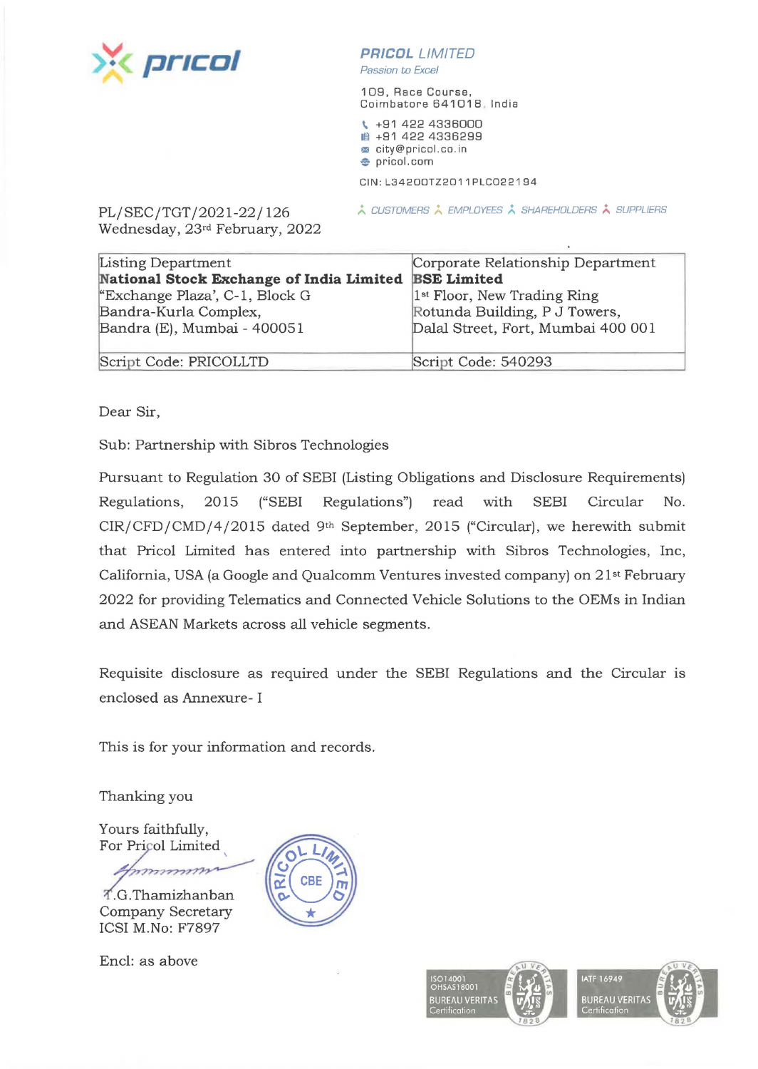**PRICOL LIMITED**
*Passion to Excel*

109, Race Course,
Coimbatore 641018, India

+91 422 4336000
+91 422 4336299
city@pricol.co.in
pricol.com

CIN: L34200TZ2011PLC022194

CUSTOMERS EMPLOYEES SHAREHOLDERS SUPPLIERS

PL/SEC/TGT/2021-22/126
Wednesday, 23rd February, 2022

| Listing Department<br>**National Stock Exchange of India Limited**<br>"Exchange Plaza', C-1, Block G<br>Bandra-Kurla Complex,<br>Bandra (E), Mumbai - 400051 | Corporate Relationship Department<br>**BSE Limited**<br>1st Floor, New Trading Ring<br>Rotunda Building, P J Towers,<br>Dalal Street, Fort, Mumbai 400 001 |
|---|---|
| Script Code: PRICOLLTD | Script Code: 540293 |

Dear Sir,

Sub: Partnership with Sibros Technologies

Pursuant to Regulation 30 of SEBI (Listing Obligations and Disclosure Requirements) Regulations, 2015 ("SEBI Regulations") read with SEBI Circular No. CIR/CFD/CMD/4/2015 dated 9th September, 2015 ("Circular), we herewith submit that Pricol Limited has entered into partnership with Sibros Technologies, Inc, California, USA (a Google and Qualcomm Ventures invested company) on 21st February 2022 for providing Telematics and Connected Vehicle Solutions to the OEMs in Indian and ASEAN Markets across all vehicle segments.

Requisite disclosure as required under the SEBI Regulations and the Circular is enclosed as Annexure- I

This is for your information and records.

Thanking you

Yours faithfully,
For Pricol Limited

T.G.Thamizhanban
Company Secretary
ICSI M.No: F7897

Encl: as above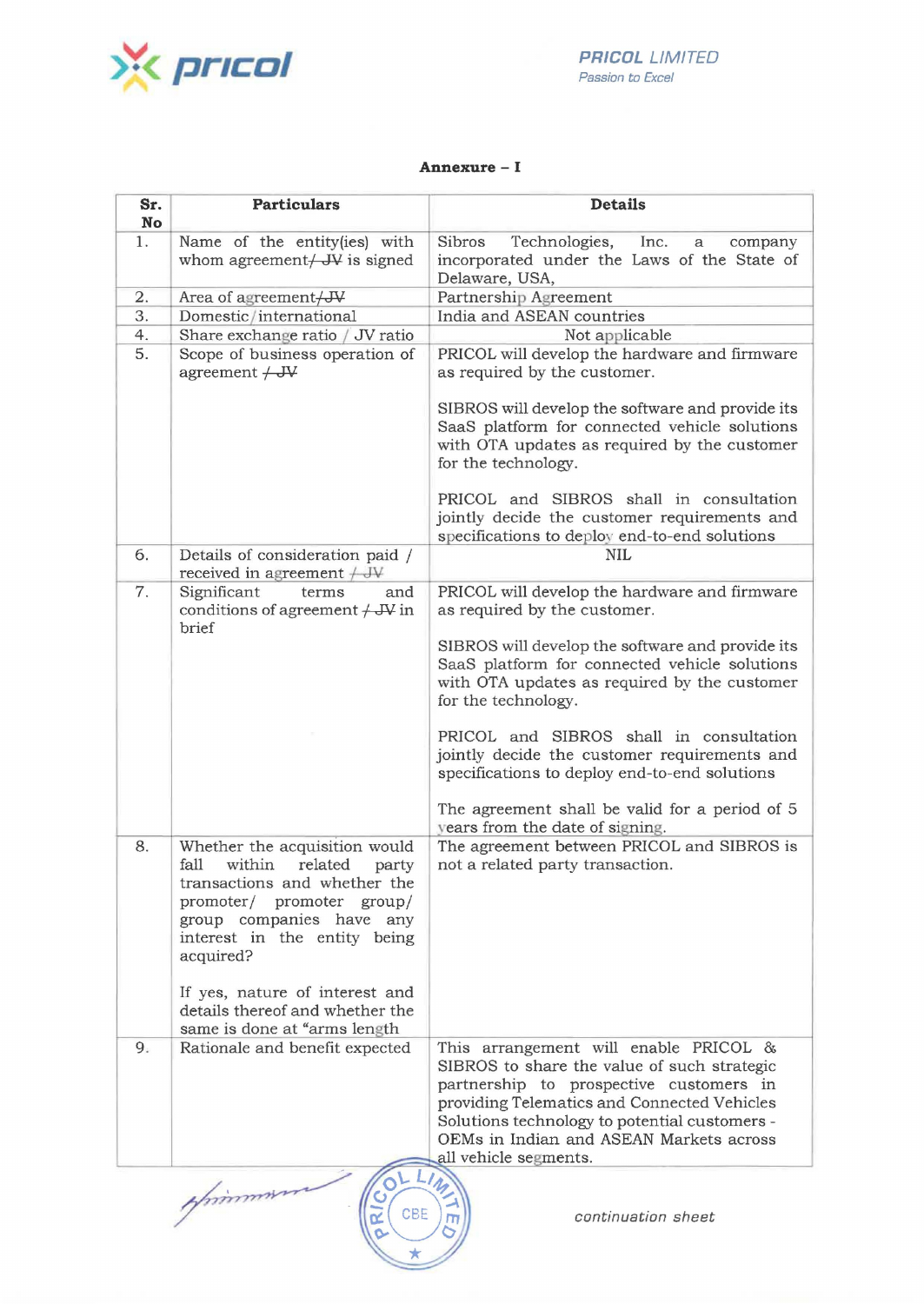## Annexure – I

| Sr. No | Particulars | Details |
|---|---|---|
| 1. | Name of the entity(ies) with whom agreement/ ~~JV~~ is signed | Sibros Technologies, Inc. a company incorporated under the Laws of the State of Delaware, USA, |
| 2. | Area of agreement/~~JV~~ | Partnership Agreement |
| 3. | Domestic/international | India and ASEAN countries |
| 4. | Share exchange ratio / JV ratio | Not applicable |
| 5. | Scope of business operation of agreement / ~~JV~~ | PRICOL will develop the hardware and firmware as required by the customer.<br><br>SIBROS will develop the software and provide its SaaS platform for connected vehicle solutions with OTA updates as required by the customer for the technology.<br><br>PRICOL and SIBROS shall in consultation jointly decide the customer requirements and specifications to deploy end-to-end solutions |
| 6. | Details of consideration paid / received in agreement / ~~JV~~ | NIL |
| 7. | Significant terms and conditions of agreement / ~~JV~~ in brief | PRICOL will develop the hardware and firmware as required by the customer.<br><br>SIBROS will develop the software and provide its SaaS platform for connected vehicle solutions with OTA updates as required by the customer for the technology.<br><br>PRICOL and SIBROS shall in consultation jointly decide the customer requirements and specifications to deploy end-to-end solutions<br><br>The agreement shall be valid for a period of 5 years from the date of signing. |
| 8. | Whether the acquisition would fall within related party transactions and whether the promoter/ promoter group/ group companies have any interest in the entity being acquired?<br><br>If yes, nature of interest and details thereof and whether the same is done at "arms length | The agreement between PRICOL and SIBROS is not a related party transaction. |
| 9. | Rationale and benefit expected | This arrangement will enable PRICOL & SIBROS to share the value of such strategic partnership to prospective customers in providing Telematics and Connected Vehicles Solutions technology to potential customers - OEMs in Indian and ASEAN Markets across all vehicle segments. |

continuation sheet